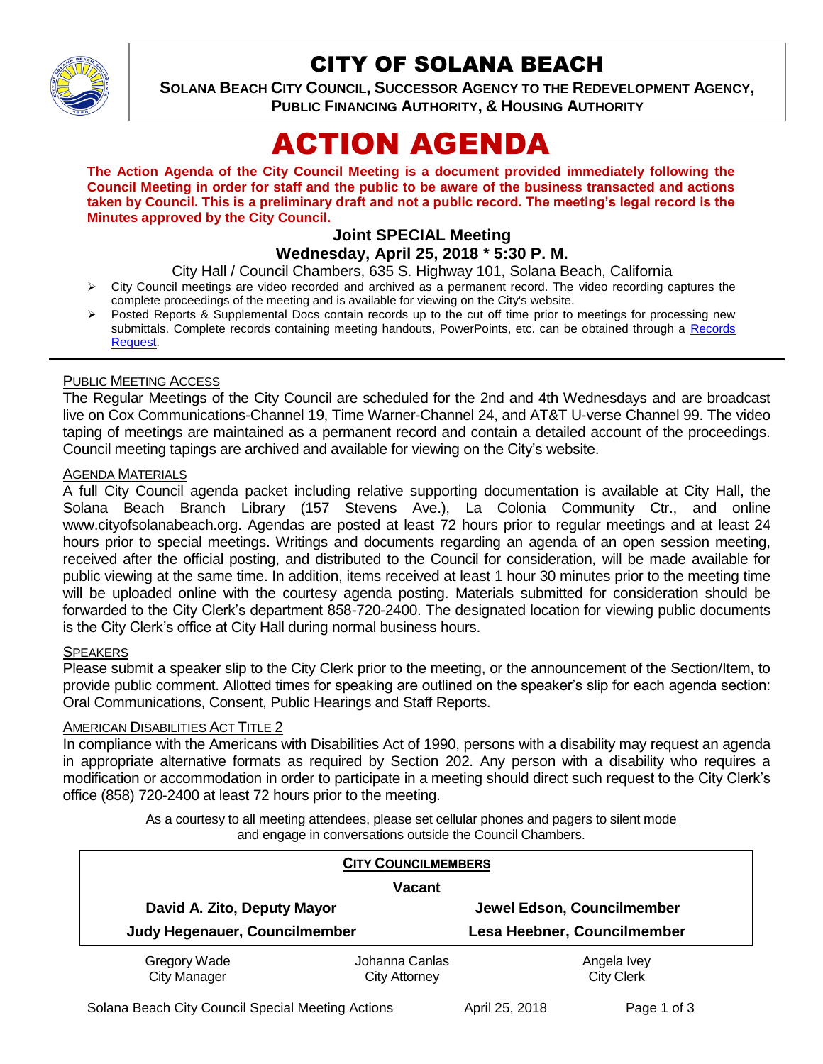# CITY OF SOLANA BEACH

**SOLANA BEACH CITY COUNCIL, SUCCESSOR AGENCY TO THE REDEVELOPMENT AGENCY, PUBLIC FINANCING AUTHORITY, & HOUSING AUTHORITY**

# ACTION AGENDA

**The Action Agenda of the City Council Meeting is a document provided immediately following the Council Meeting in order for staff and the public to be aware of the business transacted and actions taken by Council. This is a preliminary draft and not a public record. The meeting's legal record is the Minutes approved by the City Council.**

## Joint SPECIAL Meeting

## Wednesday, April 25, 2018 * 5:30 P. M.

City Hall / Council Chambers, 635 S. Highway 101, Solana Beach, California

- City Council meetings are video recorded and archived as a permanent record. The video recording captures the complete proceedings of the meeting and is available for viewing on the City's website.
- Posted Reports & Supplemental Docs contain records up to the cut off time prior to meetings for processing new submittals. Complete records containing meeting handouts, PowerPoints, etc. can be obtained through a Records Request.

### PUBLIC MEETING ACCESS

The Regular Meetings of the City Council are scheduled for the 2nd and 4th Wednesdays and are broadcast live on Cox Communications-Channel 19, Time Warner-Channel 24, and AT&T U-verse Channel 99. The video taping of meetings are maintained as a permanent record and contain a detailed account of the proceedings. Council meeting tapings are archived and available for viewing on the City's website.

### AGENDA MATERIALS

A full City Council agenda packet including relative supporting documentation is available at City Hall, the Solana Beach Branch Library (157 Stevens Ave.), La Colonia Community Ctr., and online www.cityofsolanabeach.org. Agendas are posted at least 72 hours prior to regular meetings and at least 24 hours prior to special meetings. Writings and documents regarding an agenda of an open session meeting, received after the official posting, and distributed to the Council for consideration, will be made available for public viewing at the same time. In addition, items received at least 1 hour 30 minutes prior to the meeting time will be uploaded online with the courtesy agenda posting. Materials submitted for consideration should be forwarded to the City Clerk's department 858-720-2400. The designated location for viewing public documents is the City Clerk's office at City Hall during normal business hours.

### SPEAKERS

Please submit a speaker slip to the City Clerk prior to the meeting, or the announcement of the Section/Item, to provide public comment. Allotted times for speaking are outlined on the speaker's slip for each agenda section: Oral Communications, Consent, Public Hearings and Staff Reports.

### AMERICAN DISABILITIES ACT TITLE 2

In compliance with the Americans with Disabilities Act of 1990, persons with a disability may request an agenda in appropriate alternative formats as required by Section 202. Any person with a disability who requires a modification or accommodation in order to participate in a meeting should direct such request to the City Clerk's office (858) 720-2400 at least 72 hours prior to the meeting.

As a courtesy to all meeting attendees, please set cellular phones and pagers to silent mode and engage in conversations outside the Council Chambers.

**CITY COUNCILMEMBERS**

**Vacant**

**David A. Zito, Deputy Mayor** | **Jewel Edson, Councilmember**

**Judy Hegenauer, Councilmember** | **Lesa Heebner, Councilmember**

| Gregory Wade | Johanna Canlas | Angela Ivey |
|---|---|---|
| City Manager | City Attorney | City Clerk |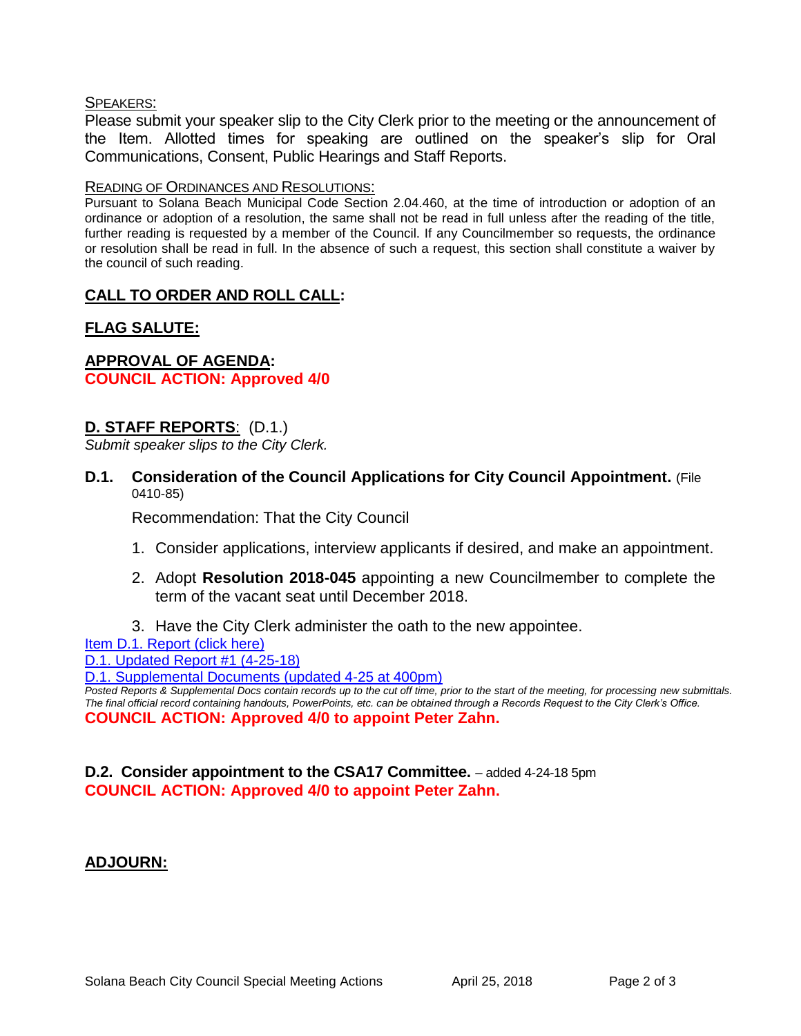Speakers:

Please submit your speaker slip to the City Clerk prior to the meeting or the announcement of the Item. Allotted times for speaking are outlined on the speaker's slip for Oral Communications, Consent, Public Hearings and Staff Reports.

Reading of Ordinances and Resolutions:

Pursuant to Solana Beach Municipal Code Section 2.04.460, at the time of introduction or adoption of an ordinance or adoption of a resolution, the same shall not be read in full unless after the reading of the title, further reading is requested by a member of the Council. If any Councilmember so requests, the ordinance or resolution shall be read in full. In the absence of such a request, this section shall constitute a waiver by the council of such reading.

## CALL TO ORDER AND ROLL CALL:

## FLAG SALUTE:

## APPROVAL OF AGENDA:

**COUNCIL ACTION: Approved 4/0**

## D. STAFF REPORTS: (D.1.)

*Submit speaker slips to the City Clerk.*

**D.1. Consideration of the Council Applications for City Council Appointment.** (File 0410-85)

Recommendation: That the City Council

1. Consider applications, interview applicants if desired, and make an appointment.
2. Adopt **Resolution 2018-045** appointing a new Councilmember to complete the term of the vacant seat until December 2018.
3. Have the City Clerk administer the oath to the new appointee.

Item D.1. Report (click here)

D.1. Updated Report #1 (4-25-18)

D.1. Supplemental Documents (updated 4-25 at 400pm)

*Posted Reports & Supplemental Docs contain records up to the cut off time, prior to the start of the meeting, for processing new submittals. The final official record containing handouts, PowerPoints, etc. can be obtained through a Records Request to the City Clerk's Office.*

**COUNCIL ACTION: Approved 4/0 to appoint Peter Zahn.**

**D.2. Consider appointment to the CSA17 Committee.** – added 4-24-18 5pm

**COUNCIL ACTION: Approved 4/0 to appoint Peter Zahn.**

## ADJOURN: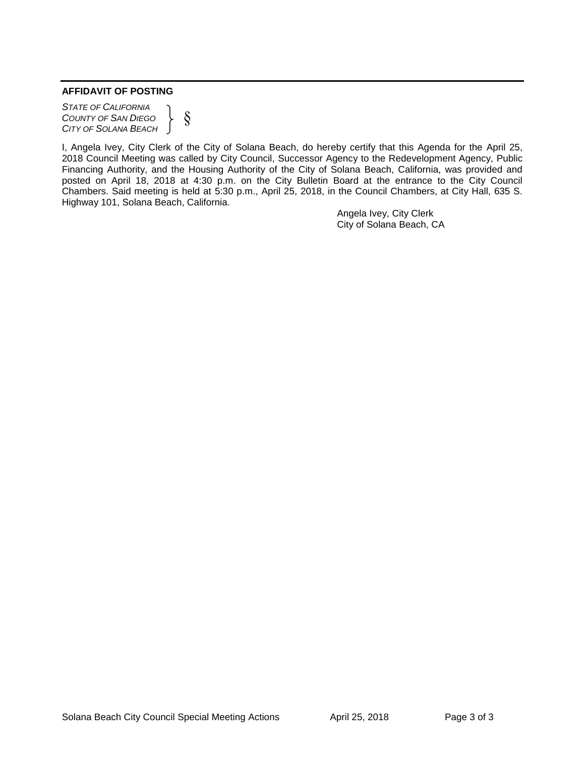## AFFIDAVIT OF POSTING

*STATE OF CALIFORNIA*
*COUNTY OF SAN DIEGO* } §
*CITY OF SOLANA BEACH*

I, Angela Ivey, City Clerk of the City of Solana Beach, do hereby certify that this Agenda for the April 25, 2018 Council Meeting was called by City Council, Successor Agency to the Redevelopment Agency, Public Financing Authority, and the Housing Authority of the City of Solana Beach, California, was provided and posted on April 18, 2018 at 4:30 p.m. on the City Bulletin Board at the entrance to the City Council Chambers. Said meeting is held at 5:30 p.m., April 25, 2018, in the Council Chambers, at City Hall, 635 S. Highway 101, Solana Beach, California.

Angela Ivey, City Clerk
City of Solana Beach, CA